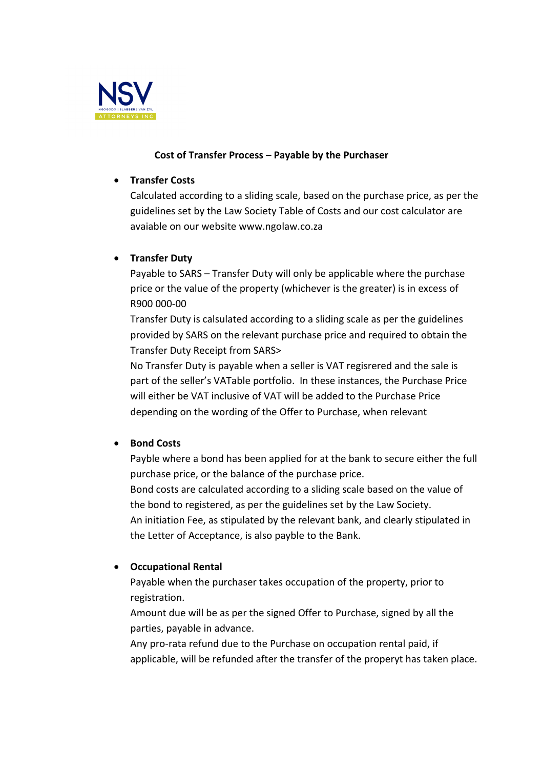NSV

NGOGODO | SLABBER | VAN ZYL

ATTORNEYS INC

**Cost of Transfer Process – Payable by the Purchaser**

- **Transfer Costs**
  Calculated according to a sliding scale, based on the purchase price, as per the guidelines set by the Law Society Table of Costs and our cost calculator are avaiable on our website www.ngolaw.co.za

- **Transfer Duty**
  Payable to SARS – Transfer Duty will only be applicable where the purchase price or the value of the property (whichever is the greater) is in excess of R900 000-00
  Transfer Duty is calsulated according to a sliding scale as per the guidelines provided by SARS on the relevant purchase price and required to obtain the Transfer Duty Receipt from SARS>
  No Transfer Duty is payable when a seller is VAT regisrered and the sale is part of the seller's VATable portfolio. In these instances, the Purchase Price will either be VAT inclusive of VAT will be added to the Purchase Price depending on the wording of the Offer to Purchase, when relevant

- **Bond Costs**
  Payble where a bond has been applied for at the bank to secure either the full purchase price, or the balance of the purchase price.
  Bond costs are calculated according to a sliding scale based on the value of the bond to registered, as per the guidelines set by the Law Society.
  An initiation Fee, as stipulated by the relevant bank, and clearly stipulated in the Letter of Acceptance, is also payble to the Bank.

- **Occupational Rental**
  Payable when the purchaser takes occupation of the property, prior to registration.
  Amount due will be as per the signed Offer to Purchase, signed by all the parties, payable in advance.
  Any pro-rata refund due to the Purchase on occupation rental paid, if applicable, will be refunded after the transfer of the properyt has taken place.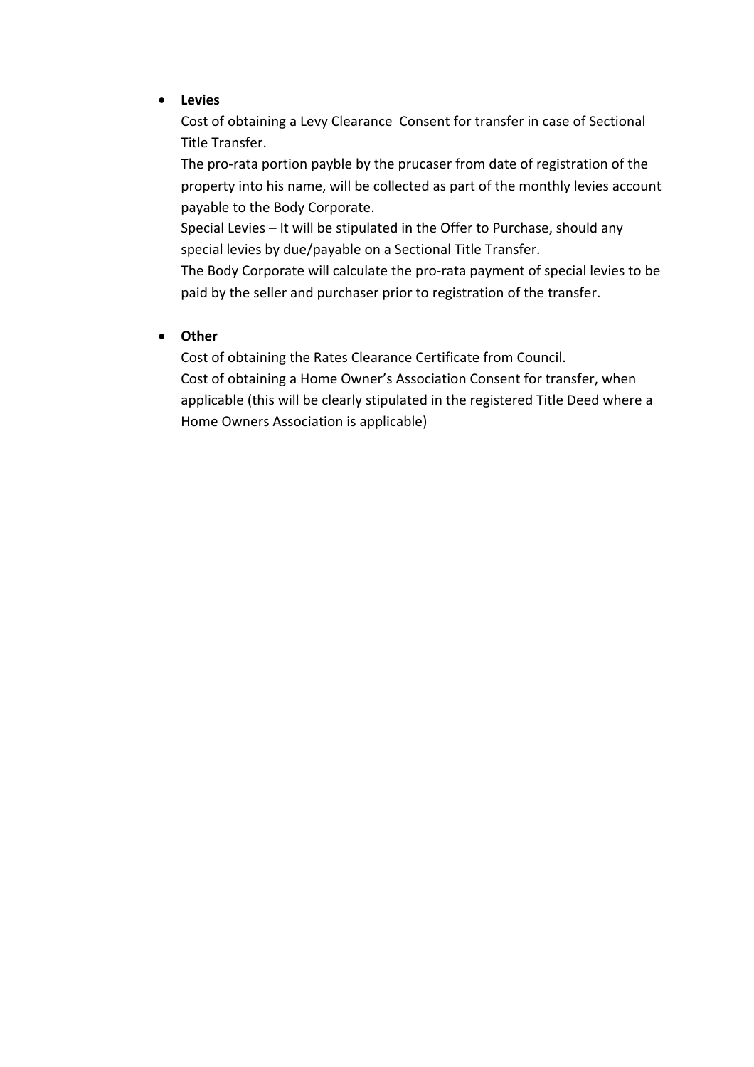- **Levies**

  Cost of obtaining a Levy Clearance  Consent for transfer in case of Sectional Title Transfer.

  The pro-rata portion payble by the prucaser from date of registration of the property into his name, will be collected as part of the monthly levies account payable to the Body Corporate.

  Special Levies – It will be stipulated in the Offer to Purchase, should any special levies by due/payable on a Sectional Title Transfer.

  The Body Corporate will calculate the pro-rata payment of special levies to be paid by the seller and purchaser prior to registration of the transfer.

- **Other**

  Cost of obtaining the Rates Clearance Certificate from Council.

  Cost of obtaining a Home Owner's Association Consent for transfer, when applicable (this will be clearly stipulated in the registered Title Deed where a Home Owners Association is applicable)